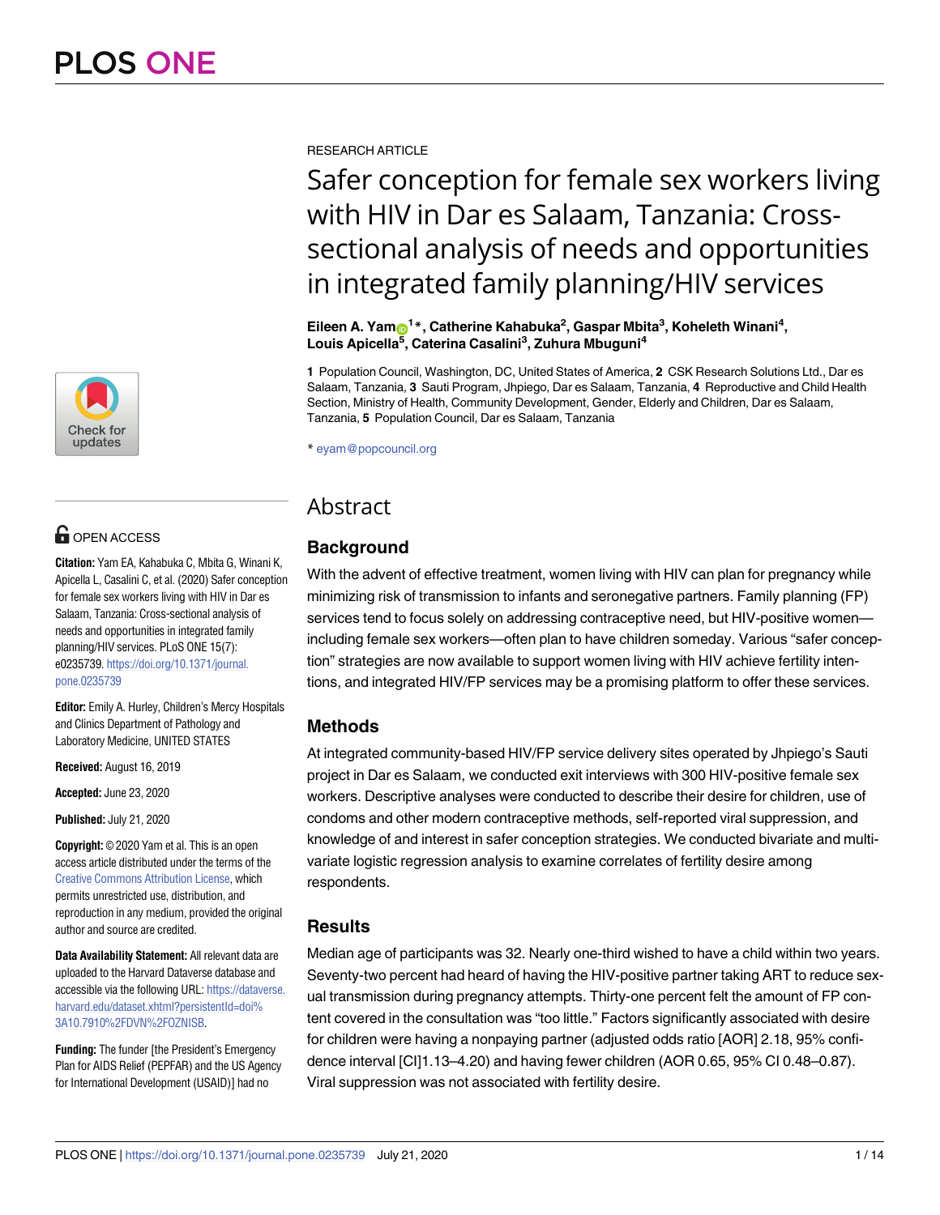RESEARCH ARTICLE

# Safer conception for female sex workers living with HIV in Dar es Salaam, Tanzania: Cross-sectional analysis of needs and opportunities in integrated family planning/HIV services

**Eileen A. Yam[1]*, Catherine Kahabuka[2], Gaspar Mbita[3], Koheleth Winani[4], Louis Apicella[5], Caterina Casalini[3], Zuhura Mbuguni[4]**

**1** Population Council, Washington, DC, United States of America, **2** CSK Research Solutions Ltd., Dar es Salaam, Tanzania, **3** Sauti Program, Jhpiego, Dar es Salaam, Tanzania, **4** Reproductive and Child Health Section, Ministry of Health, Community Development, Gender, Elderly and Children, Dar es Salaam, Tanzania, **5** Population Council, Dar es Salaam, Tanzania

* eyam@popcouncil.org

OPEN ACCESS

**Citation:** Yam EA, Kahabuka C, Mbita G, Winani K, Apicella L, Casalini C, et al. (2020) Safer conception for female sex workers living with HIV in Dar es Salaam, Tanzania: Cross-sectional analysis of needs and opportunities in integrated family planning/HIV services. PLoS ONE 15(7): e0235739. https://doi.org/10.1371/journal.pone.0235739

**Editor:** Emily A. Hurley, Children's Mercy Hospitals and Clinics Department of Pathology and Laboratory Medicine, UNITED STATES

**Received:** August 16, 2019

**Accepted:** June 23, 2020

**Published:** July 21, 2020

**Copyright:** © 2020 Yam et al. This is an open access article distributed under the terms of the Creative Commons Attribution License, which permits unrestricted use, distribution, and reproduction in any medium, provided the original author and source are credited.

**Data Availability Statement:** All relevant data are uploaded to the Harvard Dataverse database and accessible via the following URL: https://dataverse.harvard.edu/dataset.xhtml?persistentId=doi%3A10.7910%2FDVN%2FOZNISB.

**Funding:** The funder [the President's Emergency Plan for AIDS Relief (PEPFAR) and the US Agency for International Development (USAID)] had no

## Abstract

### Background

With the advent of effective treatment, women living with HIV can plan for pregnancy while minimizing risk of transmission to infants and seronegative partners. Family planning (FP) services tend to focus solely on addressing contraceptive need, but HIV-positive women—including female sex workers—often plan to have children someday. Various "safer conception" strategies are now available to support women living with HIV achieve fertility intentions, and integrated HIV/FP services may be a promising platform to offer these services.

### Methods

At integrated community-based HIV/FP service delivery sites operated by Jhpiego's Sauti project in Dar es Salaam, we conducted exit interviews with 300 HIV-positive female sex workers. Descriptive analyses were conducted to describe their desire for children, use of condoms and other modern contraceptive methods, self-reported viral suppression, and knowledge of and interest in safer conception strategies. We conducted bivariate and multivariate logistic regression analysis to examine correlates of fertility desire among respondents.

### Results

Median age of participants was 32. Nearly one-third wished to have a child within two years. Seventy-two percent had heard of having the HIV-positive partner taking ART to reduce sexual transmission during pregnancy attempts. Thirty-one percent felt the amount of FP content covered in the consultation was "too little." Factors significantly associated with desire for children were having a nonpaying partner (adjusted odds ratio [AOR] 2.18, 95% confidence interval [CI]1.13–4.20) and having fewer children (AOR 0.65, 95% CI 0.48–0.87). Viral suppression was not associated with fertility desire.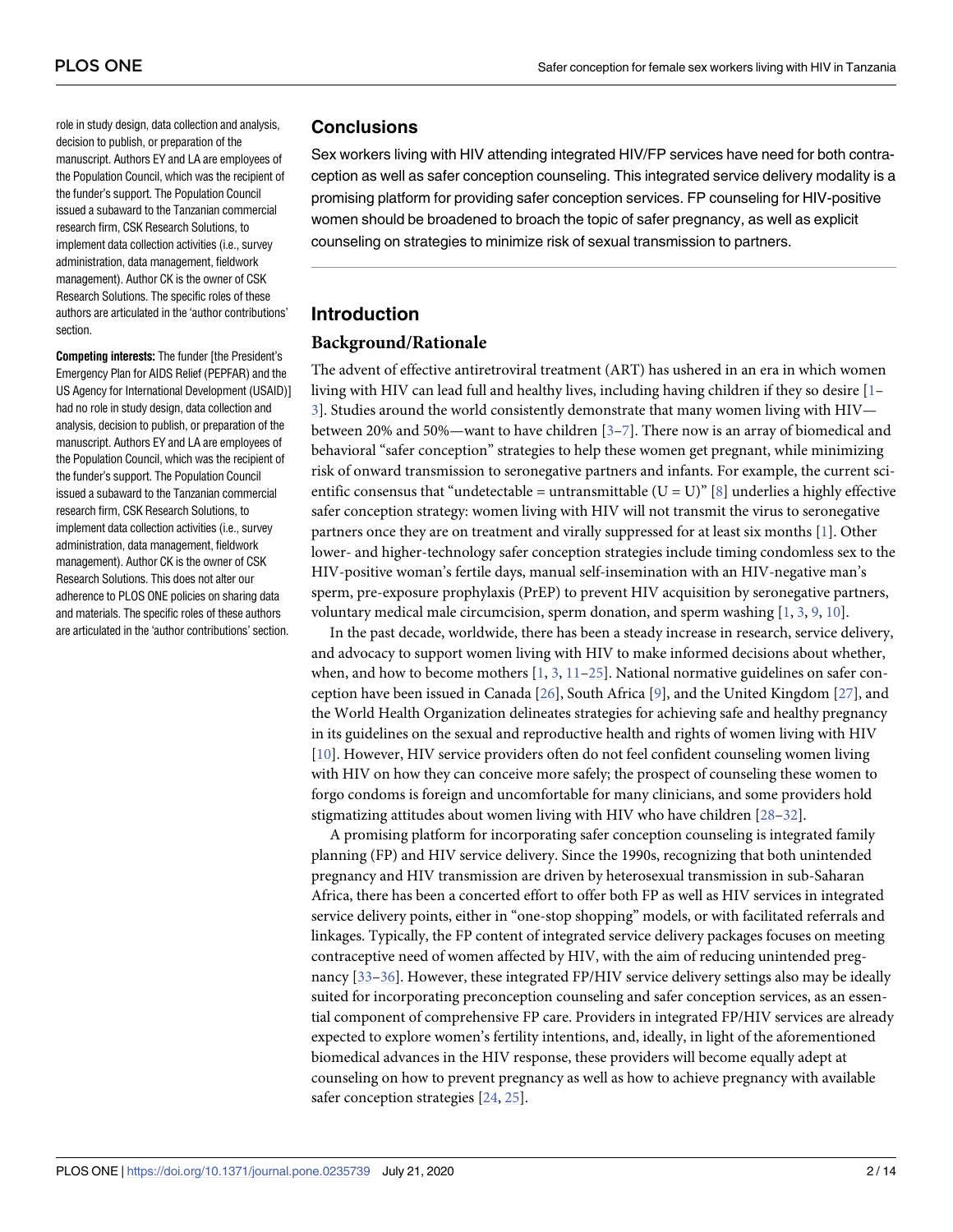role in study design, data collection and analysis, decision to publish, or preparation of the manuscript. Authors EY and LA are employees of the Population Council, which was the recipient of the funder's support. The Population Council issued a subaward to the Tanzanian commercial research firm, CSK Research Solutions, to implement data collection activities (i.e., survey administration, data management, fieldwork management). Author CK is the owner of CSK Research Solutions. The specific roles of these authors are articulated in the 'author contributions' section.

**Competing interests:** The funder [the President's Emergency Plan for AIDS Relief (PEPFAR) and the US Agency for International Development (USAID)] had no role in study design, data collection and analysis, decision to publish, or preparation of the manuscript. Authors EY and LA are employees of the Population Council, which was the recipient of the funder's support. The Population Council issued a subaward to the Tanzanian commercial research firm, CSK Research Solutions, to implement data collection activities (i.e., survey administration, data management, fieldwork management). Author CK is the owner of CSK Research Solutions. This does not alter our adherence to PLOS ONE policies on sharing data and materials. The specific roles of these authors are articulated in the 'author contributions' section.

## Conclusions

Sex workers living with HIV attending integrated HIV/FP services have need for both contraception as well as safer conception counseling. This integrated service delivery modality is a promising platform for providing safer conception services. FP counseling for HIV-positive women should be broadened to broach the topic of safer pregnancy, as well as explicit counseling on strategies to minimize risk of sexual transmission to partners.

## Introduction

### Background/Rationale

The advent of effective antiretroviral treatment (ART) has ushered in an era in which women living with HIV can lead full and healthy lives, including having children if they so desire [1–3]. Studies around the world consistently demonstrate that many women living with HIV—between 20% and 50%—want to have children [3–7]. There now is an array of biomedical and behavioral "safer conception" strategies to help these women get pregnant, while minimizing risk of onward transmission to seronegative partners and infants. For example, the current scientific consensus that "undetectable = untransmittable (U = U)" [8] underlies a highly effective safer conception strategy: women living with HIV will not transmit the virus to seronegative partners once they are on treatment and virally suppressed for at least six months [1]. Other lower- and higher-technology safer conception strategies include timing condomless sex to the HIV-positive woman's fertile days, manual self-insemination with an HIV-negative man's sperm, pre-exposure prophylaxis (PrEP) to prevent HIV acquisition by seronegative partners, voluntary medical male circumcision, sperm donation, and sperm washing [1, 3, 9, 10].

In the past decade, worldwide, there has been a steady increase in research, service delivery, and advocacy to support women living with HIV to make informed decisions about whether, when, and how to become mothers [1, 3, 11–25]. National normative guidelines on safer conception have been issued in Canada [26], South Africa [9], and the United Kingdom [27], and the World Health Organization delineates strategies for achieving safe and healthy pregnancy in its guidelines on the sexual and reproductive health and rights of women living with HIV [10]. However, HIV service providers often do not feel confident counseling women living with HIV on how they can conceive more safely; the prospect of counseling these women to forgo condoms is foreign and uncomfortable for many clinicians, and some providers hold stigmatizing attitudes about women living with HIV who have children [28–32].

A promising platform for incorporating safer conception counseling is integrated family planning (FP) and HIV service delivery. Since the 1990s, recognizing that both unintended pregnancy and HIV transmission are driven by heterosexual transmission in sub-Saharan Africa, there has been a concerted effort to offer both FP as well as HIV services in integrated service delivery points, either in "one-stop shopping" models, or with facilitated referrals and linkages. Typically, the FP content of integrated service delivery packages focuses on meeting contraceptive need of women affected by HIV, with the aim of reducing unintended pregnancy [33–36]. However, these integrated FP/HIV service delivery settings also may be ideally suited for incorporating preconception counseling and safer conception services, as an essential component of comprehensive FP care. Providers in integrated FP/HIV services are already expected to explore women's fertility intentions, and, ideally, in light of the aforementioned biomedical advances in the HIV response, these providers will become equally adept at counseling on how to prevent pregnancy as well as how to achieve pregnancy with available safer conception strategies [24, 25].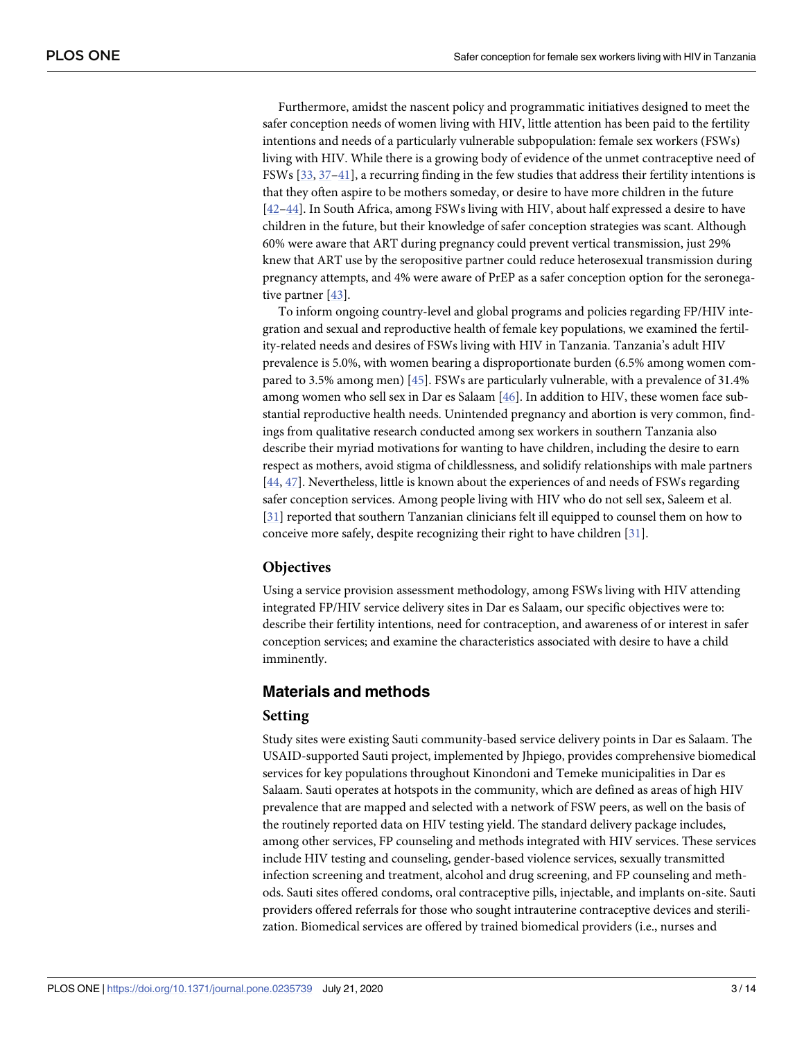Furthermore, amidst the nascent policy and programmatic initiatives designed to meet the safer conception needs of women living with HIV, little attention has been paid to the fertility intentions and needs of a particularly vulnerable subpopulation: female sex workers (FSWs) living with HIV. While there is a growing body of evidence of the unmet contraceptive need of FSWs [33, 37–41], a recurring finding in the few studies that address their fertility intentions is that they often aspire to be mothers someday, or desire to have more children in the future [42–44]. In South Africa, among FSWs living with HIV, about half expressed a desire to have children in the future, but their knowledge of safer conception strategies was scant. Although 60% were aware that ART during pregnancy could prevent vertical transmission, just 29% knew that ART use by the seropositive partner could reduce heterosexual transmission during pregnancy attempts, and 4% were aware of PrEP as a safer conception option for the seronegative partner [43].

To inform ongoing country-level and global programs and policies regarding FP/HIV integration and sexual and reproductive health of female key populations, we examined the fertility-related needs and desires of FSWs living with HIV in Tanzania. Tanzania's adult HIV prevalence is 5.0%, with women bearing a disproportionate burden (6.5% among women compared to 3.5% among men) [45]. FSWs are particularly vulnerable, with a prevalence of 31.4% among women who sell sex in Dar es Salaam [46]. In addition to HIV, these women face substantial reproductive health needs. Unintended pregnancy and abortion is very common, findings from qualitative research conducted among sex workers in southern Tanzania also describe their myriad motivations for wanting to have children, including the desire to earn respect as mothers, avoid stigma of childlessness, and solidify relationships with male partners [44, 47]. Nevertheless, little is known about the experiences of and needs of FSWs regarding safer conception services. Among people living with HIV who do not sell sex, Saleem et al. [31] reported that southern Tanzanian clinicians felt ill equipped to counsel them on how to conceive more safely, despite recognizing their right to have children [31].

### Objectives

Using a service provision assessment methodology, among FSWs living with HIV attending integrated FP/HIV service delivery sites in Dar es Salaam, our specific objectives were to: describe their fertility intentions, need for contraception, and awareness of or interest in safer conception services; and examine the characteristics associated with desire to have a child imminently.

## Materials and methods

### Setting

Study sites were existing Sauti community-based service delivery points in Dar es Salaam. The USAID-supported Sauti project, implemented by Jhpiego, provides comprehensive biomedical services for key populations throughout Kinondoni and Temeke municipalities in Dar es Salaam. Sauti operates at hotspots in the community, which are defined as areas of high HIV prevalence that are mapped and selected with a network of FSW peers, as well on the basis of the routinely reported data on HIV testing yield. The standard delivery package includes, among other services, FP counseling and methods integrated with HIV services. These services include HIV testing and counseling, gender-based violence services, sexually transmitted infection screening and treatment, alcohol and drug screening, and FP counseling and methods. Sauti sites offered condoms, oral contraceptive pills, injectable, and implants on-site. Sauti providers offered referrals for those who sought intrauterine contraceptive devices and sterilization. Biomedical services are offered by trained biomedical providers (i.e., nurses and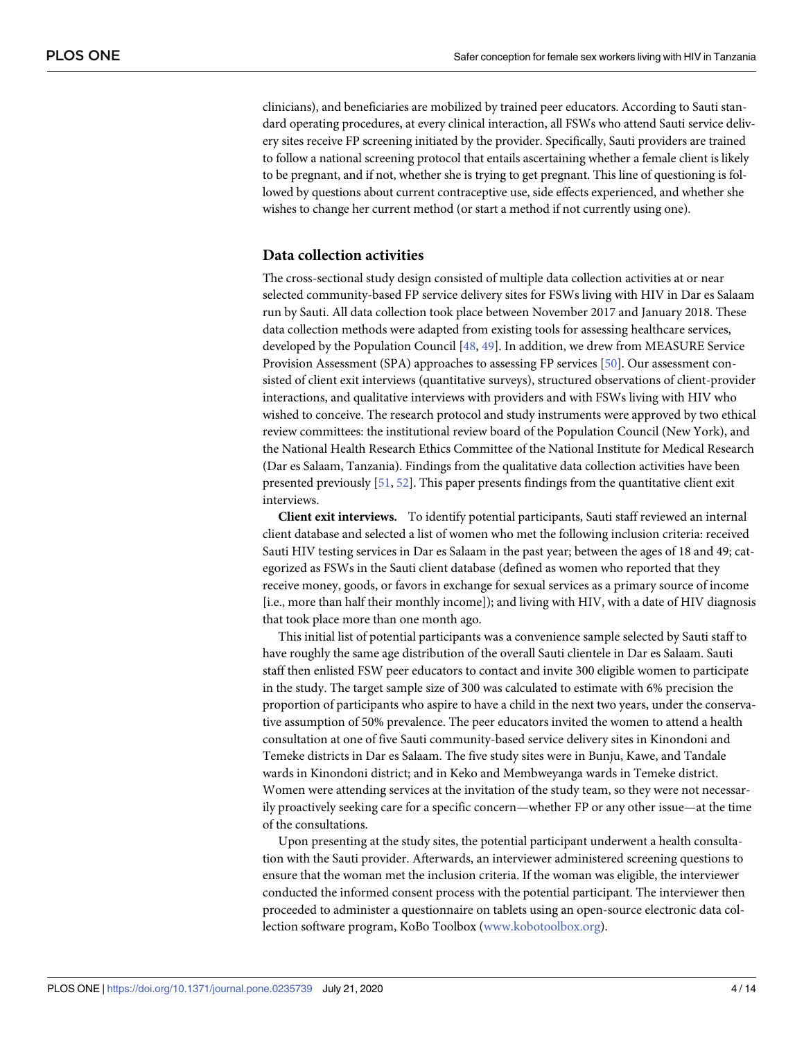clinicians), and beneficiaries are mobilized by trained peer educators. According to Sauti standard operating procedures, at every clinical interaction, all FSWs who attend Sauti service delivery sites receive FP screening initiated by the provider. Specifically, Sauti providers are trained to follow a national screening protocol that entails ascertaining whether a female client is likely to be pregnant, and if not, whether she is trying to get pregnant. This line of questioning is followed by questions about current contraceptive use, side effects experienced, and whether she wishes to change her current method (or start a method if not currently using one).

## Data collection activities

The cross-sectional study design consisted of multiple data collection activities at or near selected community-based FP service delivery sites for FSWs living with HIV in Dar es Salaam run by Sauti. All data collection took place between November 2017 and January 2018. These data collection methods were adapted from existing tools for assessing healthcare services, developed by the Population Council [48, 49]. In addition, we drew from MEASURE Service Provision Assessment (SPA) approaches to assessing FP services [50]. Our assessment consisted of client exit interviews (quantitative surveys), structured observations of client-provider interactions, and qualitative interviews with providers and with FSWs living with HIV who wished to conceive. The research protocol and study instruments were approved by two ethical review committees: the institutional review board of the Population Council (New York), and the National Health Research Ethics Committee of the National Institute for Medical Research (Dar es Salaam, Tanzania). Findings from the qualitative data collection activities have been presented previously [51, 52]. This paper presents findings from the quantitative client exit interviews.

**Client exit interviews.** To identify potential participants, Sauti staff reviewed an internal client database and selected a list of women who met the following inclusion criteria: received Sauti HIV testing services in Dar es Salaam in the past year; between the ages of 18 and 49; categorized as FSWs in the Sauti client database (defined as women who reported that they receive money, goods, or favors in exchange for sexual services as a primary source of income [i.e., more than half their monthly income]); and living with HIV, with a date of HIV diagnosis that took place more than one month ago.

This initial list of potential participants was a convenience sample selected by Sauti staff to have roughly the same age distribution of the overall Sauti clientele in Dar es Salaam. Sauti staff then enlisted FSW peer educators to contact and invite 300 eligible women to participate in the study. The target sample size of 300 was calculated to estimate with 6% precision the proportion of participants who aspire to have a child in the next two years, under the conservative assumption of 50% prevalence. The peer educators invited the women to attend a health consultation at one of five Sauti community-based service delivery sites in Kinondoni and Temeke districts in Dar es Salaam. The five study sites were in Bunju, Kawe, and Tandale wards in Kinondoni district; and in Keko and Membweyanga wards in Temeke district. Women were attending services at the invitation of the study team, so they were not necessarily proactively seeking care for a specific concern—whether FP or any other issue—at the time of the consultations.

Upon presenting at the study sites, the potential participant underwent a health consultation with the Sauti provider. Afterwards, an interviewer administered screening questions to ensure that the woman met the inclusion criteria. If the woman was eligible, the interviewer conducted the informed consent process with the potential participant. The interviewer then proceeded to administer a questionnaire on tablets using an open-source electronic data collection software program, KoBo Toolbox (www.kobotoolbox.org).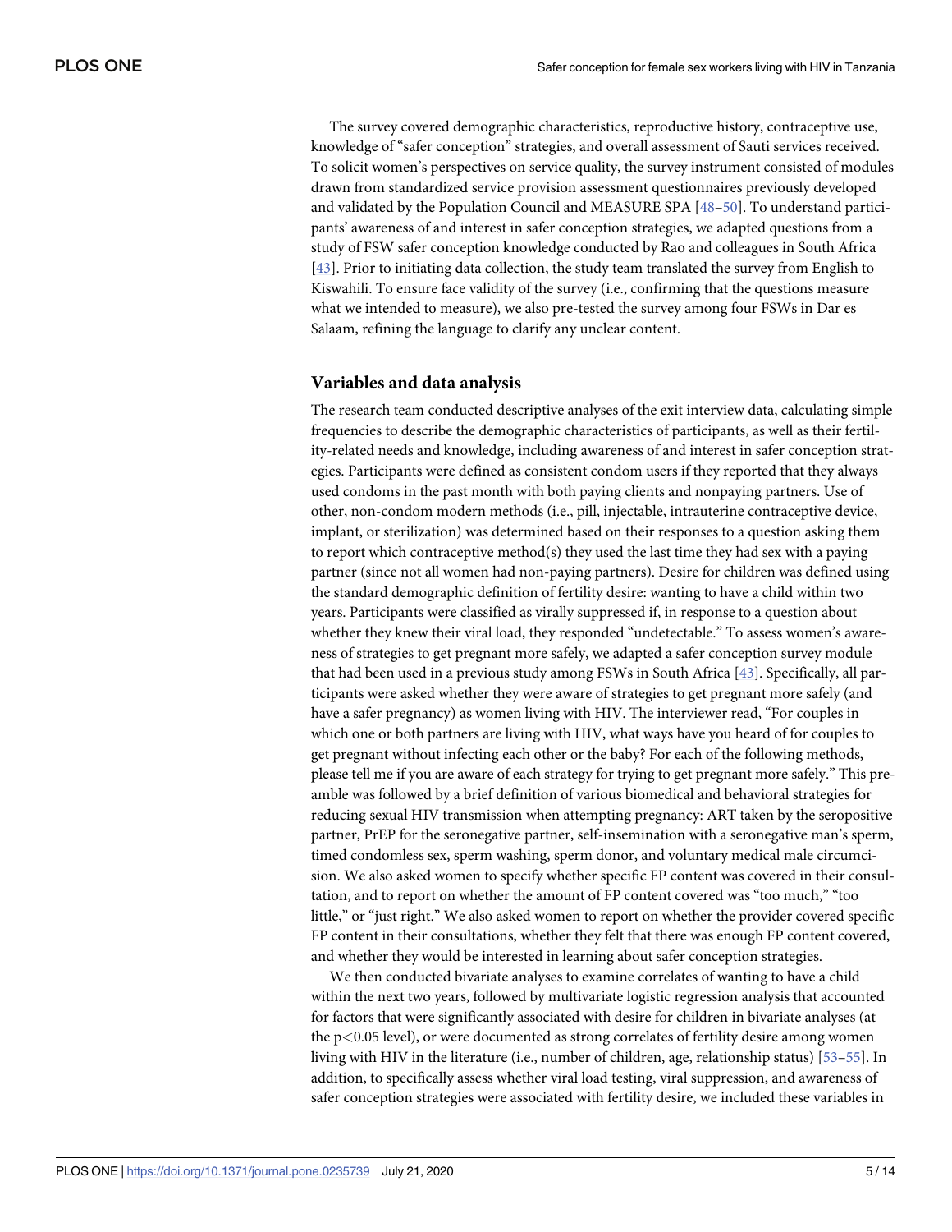The survey covered demographic characteristics, reproductive history, contraceptive use, knowledge of "safer conception" strategies, and overall assessment of Sauti services received. To solicit women's perspectives on service quality, the survey instrument consisted of modules drawn from standardized service provision assessment questionnaires previously developed and validated by the Population Council and MEASURE SPA [48–50]. To understand participants' awareness of and interest in safer conception strategies, we adapted questions from a study of FSW safer conception knowledge conducted by Rao and colleagues in South Africa [43]. Prior to initiating data collection, the study team translated the survey from English to Kiswahili. To ensure face validity of the survey (i.e., confirming that the questions measure what we intended to measure), we also pre-tested the survey among four FSWs in Dar es Salaam, refining the language to clarify any unclear content.

## Variables and data analysis

The research team conducted descriptive analyses of the exit interview data, calculating simple frequencies to describe the demographic characteristics of participants, as well as their fertility-related needs and knowledge, including awareness of and interest in safer conception strategies. Participants were defined as consistent condom users if they reported that they always used condoms in the past month with both paying clients and nonpaying partners. Use of other, non-condom modern methods (i.e., pill, injectable, intrauterine contraceptive device, implant, or sterilization) was determined based on their responses to a question asking them to report which contraceptive method(s) they used the last time they had sex with a paying partner (since not all women had non-paying partners). Desire for children was defined using the standard demographic definition of fertility desire: wanting to have a child within two years. Participants were classified as virally suppressed if, in response to a question about whether they knew their viral load, they responded "undetectable." To assess women's awareness of strategies to get pregnant more safely, we adapted a safer conception survey module that had been used in a previous study among FSWs in South Africa [43]. Specifically, all participants were asked whether they were aware of strategies to get pregnant more safely (and have a safer pregnancy) as women living with HIV. The interviewer read, "For couples in which one or both partners are living with HIV, what ways have you heard of for couples to get pregnant without infecting each other or the baby? For each of the following methods, please tell me if you are aware of each strategy for trying to get pregnant more safely." This preamble was followed by a brief definition of various biomedical and behavioral strategies for reducing sexual HIV transmission when attempting pregnancy: ART taken by the seropositive partner, PrEP for the seronegative partner, self-insemination with a seronegative man's sperm, timed condomless sex, sperm washing, sperm donor, and voluntary medical male circumcision. We also asked women to specify whether specific FP content was covered in their consultation, and to report on whether the amount of FP content covered was "too much," "too little," or "just right." We also asked women to report on whether the provider covered specific FP content in their consultations, whether they felt that there was enough FP content covered, and whether they would be interested in learning about safer conception strategies.

We then conducted bivariate analyses to examine correlates of wanting to have a child within the next two years, followed by multivariate logistic regression analysis that accounted for factors that were significantly associated with desire for children in bivariate analyses (at the $p<0.05$ level), or were documented as strong correlates of fertility desire among women living with HIV in the literature (i.e., number of children, age, relationship status) [53–55]. In addition, to specifically assess whether viral load testing, viral suppression, and awareness of safer conception strategies were associated with fertility desire, we included these variables in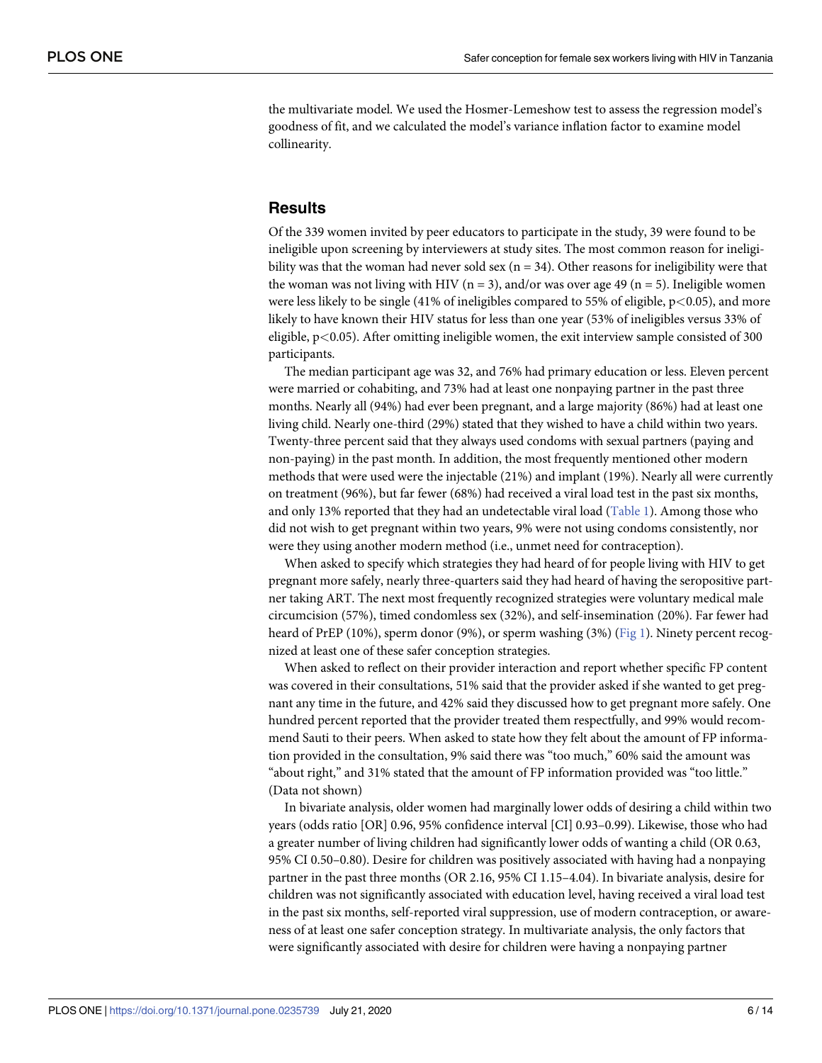the multivariate model. We used the Hosmer-Lemeshow test to assess the regression model's goodness of fit, and we calculated the model's variance inflation factor to examine model collinearity.

## Results

Of the 339 women invited by peer educators to participate in the study, 39 were found to be ineligible upon screening by interviewers at study sites. The most common reason for ineligibility was that the woman had never sold sex (n = 34). Other reasons for ineligibility were that the woman was not living with HIV (n = 3), and/or was over age 49 (n = 5). Ineligible women were less likely to be single (41% of ineligibles compared to 55% of eligible, $p<0.05$), and more likely to have known their HIV status for less than one year (53% of ineligibles versus 33% of eligible, $p<0.05$). After omitting ineligible women, the exit interview sample consisted of 300 participants.

The median participant age was 32, and 76% had primary education or less. Eleven percent were married or cohabiting, and 73% had at least one nonpaying partner in the past three months. Nearly all (94%) had ever been pregnant, and a large majority (86%) had at least one living child. Nearly one-third (29%) stated that they wished to have a child within two years. Twenty-three percent said that they always used condoms with sexual partners (paying and non-paying) in the past month. In addition, the most frequently mentioned other modern methods that were used were the injectable (21%) and implant (19%). Nearly all were currently on treatment (96%), but far fewer (68%) had received a viral load test in the past six months, and only 13% reported that they had an undetectable viral load (Table 1). Among those who did not wish to get pregnant within two years, 9% were not using condoms consistently, nor were they using another modern method (i.e., unmet need for contraception).

When asked to specify which strategies they had heard of for people living with HIV to get pregnant more safely, nearly three-quarters said they had heard of having the seropositive partner taking ART. The next most frequently recognized strategies were voluntary medical male circumcision (57%), timed condomless sex (32%), and self-insemination (20%). Far fewer had heard of PrEP (10%), sperm donor (9%), or sperm washing (3%) (Fig 1). Ninety percent recognized at least one of these safer conception strategies.

When asked to reflect on their provider interaction and report whether specific FP content was covered in their consultations, 51% said that the provider asked if she wanted to get pregnant any time in the future, and 42% said they discussed how to get pregnant more safely. One hundred percent reported that the provider treated them respectfully, and 99% would recommend Sauti to their peers. When asked to state how they felt about the amount of FP information provided in the consultation, 9% said there was "too much," 60% said the amount was "about right," and 31% stated that the amount of FP information provided was "too little." (Data not shown)

In bivariate analysis, older women had marginally lower odds of desiring a child within two years (odds ratio [OR] 0.96, 95% confidence interval [CI] 0.93–0.99). Likewise, those who had a greater number of living children had significantly lower odds of wanting a child (OR 0.63, 95% CI 0.50–0.80). Desire for children was positively associated with having had a nonpaying partner in the past three months (OR 2.16, 95% CI 1.15–4.04). In bivariate analysis, desire for children was not significantly associated with education level, having received a viral load test in the past six months, self-reported viral suppression, use of modern contraception, or awareness of at least one safer conception strategy. In multivariate analysis, the only factors that were significantly associated with desire for children were having a nonpaying partner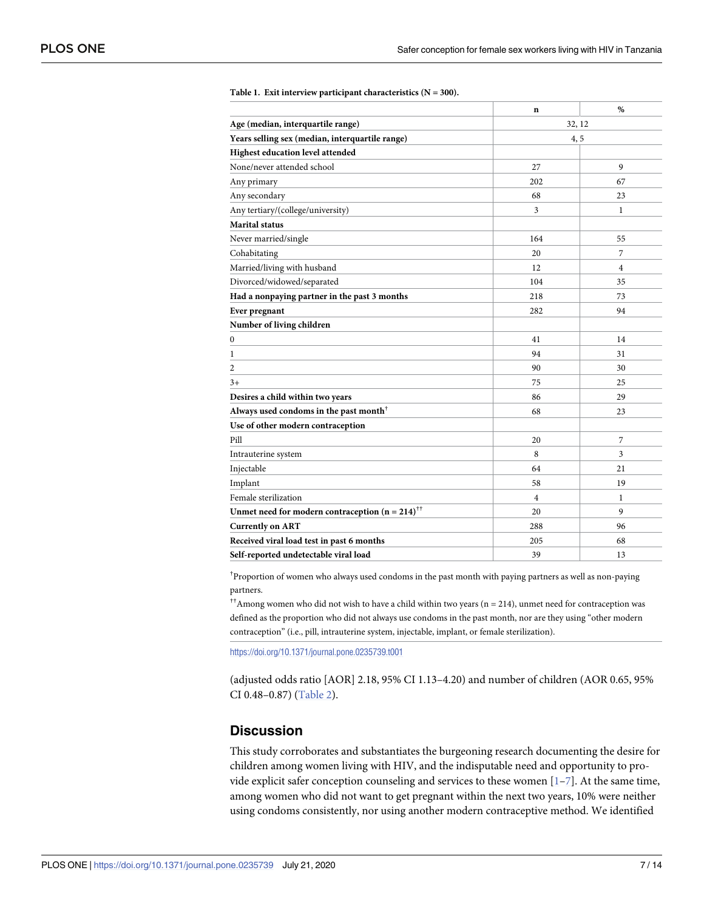**Table 1. Exit interview participant characteristics (N = 300).**

| | n | % |
|---|---|---|
| **Age (median, interquartile range)** | 32, 12 | |
| **Years selling sex (median, interquartile range)** | 4, 5 | |
| **Highest education level attended** | | |
| None/never attended school | 27 | 9 |
| Any primary | 202 | 67 |
| Any secondary | 68 | 23 |
| Any tertiary/(college/university) | 3 | 1 |
| **Marital status** | | |
| Never married/single | 164 | 55 |
| Cohabitating | 20 | 7 |
| Married/living with husband | 12 | 4 |
| Divorced/widowed/separated | 104 | 35 |
| **Had a nonpaying partner in the past 3 months** | 218 | 73 |
| **Ever pregnant** | 282 | 94 |
| **Number of living children** | | |
| 0 | 41 | 14 |
| 1 | 94 | 31 |
| 2 | 90 | 30 |
| 3+ | 75 | 25 |
| **Desires a child within two years** | 86 | 29 |
| **Always used condoms in the past month**† | 68 | 23 |
| **Use of other modern contraception** | | |
| Pill | 20 | 7 |
| Intrauterine system | 8 | 3 |
| Injectable | 64 | 21 |
| Implant | 58 | 19 |
| Female sterilization | 4 | 1 |
| **Unmet need for modern contraception (n = 214)**†† | 20 | 9 |
| **Currently on ART** | 288 | 96 |
| **Received viral load test in past 6 months** | 205 | 68 |
| **Self-reported undetectable viral load** | 39 | 13 |

†Proportion of women who always used condoms in the past month with paying partners as well as non-paying partners.

††Among women who did not wish to have a child within two years (n = 214), unmet need for contraception was defined as the proportion who did not always use condoms in the past month, nor are they using "other modern contraception" (i.e., pill, intrauterine system, injectable, implant, or female sterilization).

https://doi.org/10.1371/journal.pone.0235739.t001

(adjusted odds ratio [AOR] 2.18, 95% CI 1.13–4.20) and number of children (AOR 0.65, 95% CI 0.48–0.87) (Table 2).

## Discussion

This study corroborates and substantiates the burgeoning research documenting the desire for children among women living with HIV, and the indisputable need and opportunity to provide explicit safer conception counseling and services to these women [1–7]. At the same time, among women who did not want to get pregnant within the next two years, 10% were neither using condoms consistently, nor using another modern contraceptive method. We identified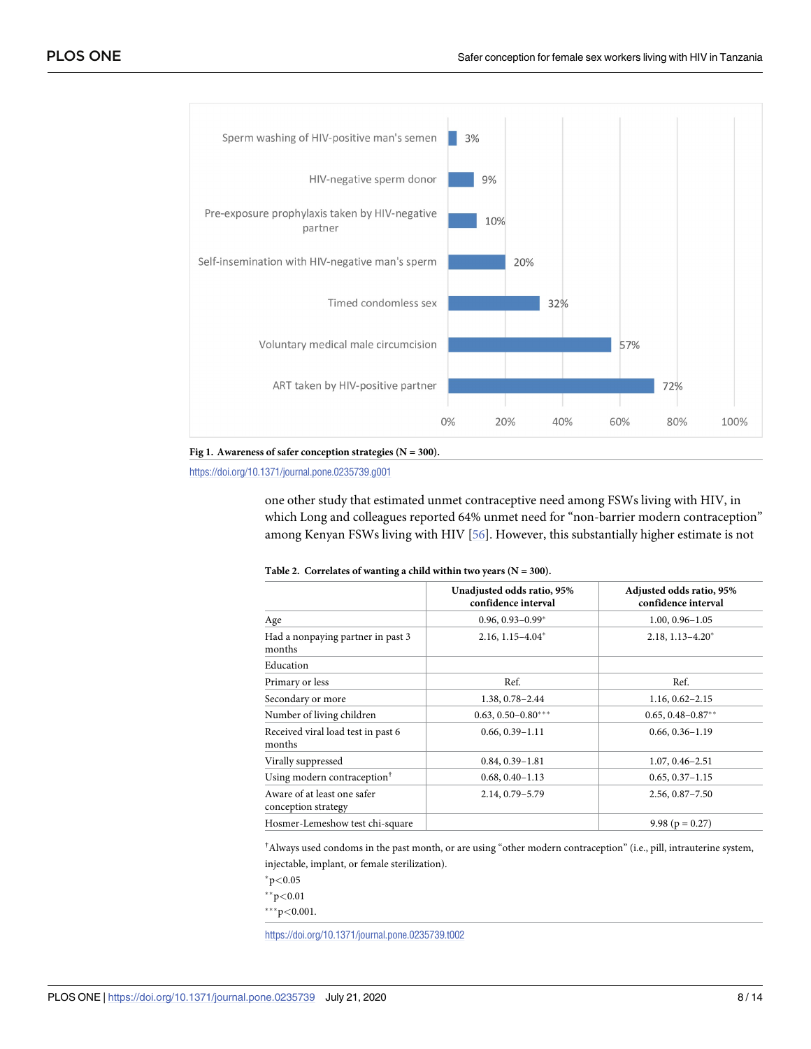**Fig 1. Awareness of safer conception strategies (N = 300).**

https://doi.org/10.1371/journal.pone.0235739.g001

one other study that estimated unmet contraceptive need among FSWs living with HIV, in which Long and colleagues reported 64% unmet need for "non-barrier modern contraception" among Kenyan FSWs living with HIV [56]. However, this substantially higher estimate is not

**Table 2. Correlates of wanting a child within two years (N = 300).**

| | Unadjusted odds ratio, 95% confidence interval | Adjusted odds ratio, 95% confidence interval |
|---|---|---|
| Age | 0.96, 0.93–0.99* | 1.00, 0.96–1.05 |
| Had a nonpaying partner in past 3 months | 2.16, 1.15–4.04* | 2.18, 1.13–4.20* |
| Education | | |
| Primary or less | Ref. | Ref. |
| Secondary or more | 1.38, 0.78–2.44 | 1.16, 0.62–2.15 |
| Number of living children | 0.63, 0.50–0.80*** | 0.65, 0.48–0.87** |
| Received viral load test in past 6 months | 0.66, 0.39–1.11 | 0.66, 0.36–1.19 |
| Virally suppressed | 0.84, 0.39–1.81 | 1.07, 0.46–2.51 |
| Using modern contraception† | 0.68, 0.40–1.13 | 0.65, 0.37–1.15 |
| Aware of at least one safer conception strategy | 2.14, 0.79–5.79 | 2.56, 0.87–7.50 |
| Hosmer-Lemeshow test chi-square | | 9.98 (p = 0.27) |

†Always used condoms in the past month, or are using "other modern contraception" (i.e., pill, intrauterine system, injectable, implant, or female sterilization).

*$p<0.05$

**$p<0.01$

***$p<0.001$.

https://doi.org/10.1371/journal.pone.0235739.t002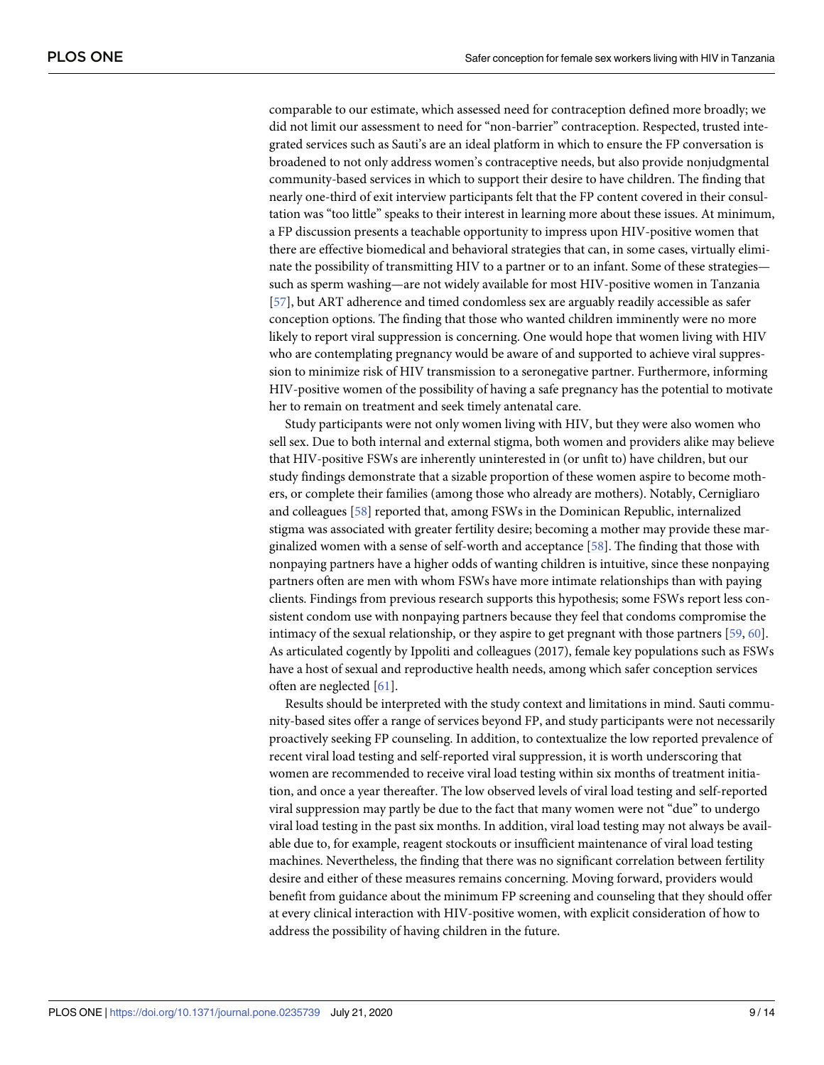comparable to our estimate, which assessed need for contraception defined more broadly; we did not limit our assessment to need for "non-barrier" contraception. Respected, trusted integrated services such as Sauti's are an ideal platform in which to ensure the FP conversation is broadened to not only address women's contraceptive needs, but also provide nonjudgmental community-based services in which to support their desire to have children. The finding that nearly one-third of exit interview participants felt that the FP content covered in their consultation was "too little" speaks to their interest in learning more about these issues. At minimum, a FP discussion presents a teachable opportunity to impress upon HIV-positive women that there are effective biomedical and behavioral strategies that can, in some cases, virtually eliminate the possibility of transmitting HIV to a partner or to an infant. Some of these strategies—such as sperm washing—are not widely available for most HIV-positive women in Tanzania [57], but ART adherence and timed condomless sex are arguably readily accessible as safer conception options. The finding that those who wanted children imminently were no more likely to report viral suppression is concerning. One would hope that women living with HIV who are contemplating pregnancy would be aware of and supported to achieve viral suppression to minimize risk of HIV transmission to a seronegative partner. Furthermore, informing HIV-positive women of the possibility of having a safe pregnancy has the potential to motivate her to remain on treatment and seek timely antenatal care.

Study participants were not only women living with HIV, but they were also women who sell sex. Due to both internal and external stigma, both women and providers alike may believe that HIV-positive FSWs are inherently uninterested in (or unfit to) have children, but our study findings demonstrate that a sizable proportion of these women aspire to become mothers, or complete their families (among those who already are mothers). Notably, Cernigliaro and colleagues [58] reported that, among FSWs in the Dominican Republic, internalized stigma was associated with greater fertility desire; becoming a mother may provide these marginalized women with a sense of self-worth and acceptance [58]. The finding that those with nonpaying partners have a higher odds of wanting children is intuitive, since these nonpaying partners often are men with whom FSWs have more intimate relationships than with paying clients. Findings from previous research supports this hypothesis; some FSWs report less consistent condom use with nonpaying partners because they feel that condoms compromise the intimacy of the sexual relationship, or they aspire to get pregnant with those partners [59, 60]. As articulated cogently by Ippoliti and colleagues (2017), female key populations such as FSWs have a host of sexual and reproductive health needs, among which safer conception services often are neglected [61].

Results should be interpreted with the study context and limitations in mind. Sauti community-based sites offer a range of services beyond FP, and study participants were not necessarily proactively seeking FP counseling. In addition, to contextualize the low reported prevalence of recent viral load testing and self-reported viral suppression, it is worth underscoring that women are recommended to receive viral load testing within six months of treatment initiation, and once a year thereafter. The low observed levels of viral load testing and self-reported viral suppression may partly be due to the fact that many women were not "due" to undergo viral load testing in the past six months. In addition, viral load testing may not always be available due to, for example, reagent stockouts or insufficient maintenance of viral load testing machines. Nevertheless, the finding that there was no significant correlation between fertility desire and either of these measures remains concerning. Moving forward, providers would benefit from guidance about the minimum FP screening and counseling that they should offer at every clinical interaction with HIV-positive women, with explicit consideration of how to address the possibility of having children in the future.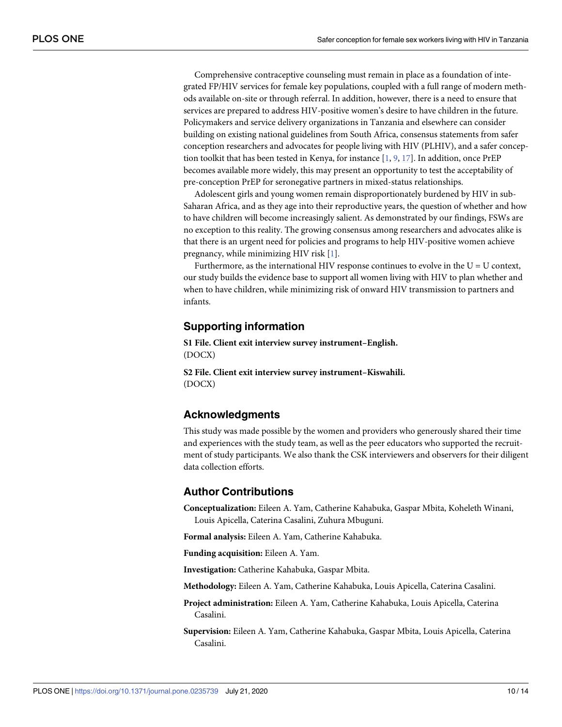Comprehensive contraceptive counseling must remain in place as a foundation of integrated FP/HIV services for female key populations, coupled with a full range of modern methods available on-site or through referral. In addition, however, there is a need to ensure that services are prepared to address HIV-positive women's desire to have children in the future. Policymakers and service delivery organizations in Tanzania and elsewhere can consider building on existing national guidelines from South Africa, consensus statements from safer conception researchers and advocates for people living with HIV (PLHIV), and a safer conception toolkit that has been tested in Kenya, for instance [1, 9, 17]. In addition, once PrEP becomes available more widely, this may present an opportunity to test the acceptability of pre-conception PrEP for seronegative partners in mixed-status relationships.

Adolescent girls and young women remain disproportionately burdened by HIV in sub-Saharan Africa, and as they age into their reproductive years, the question of whether and how to have children will become increasingly salient. As demonstrated by our findings, FSWs are no exception to this reality. The growing consensus among researchers and advocates alike is that there is an urgent need for policies and programs to help HIV-positive women achieve pregnancy, while minimizing HIV risk [1].

Furthermore, as the international HIV response continues to evolve in the U = U context, our study builds the evidence base to support all women living with HIV to plan whether and when to have children, while minimizing risk of onward HIV transmission to partners and infants.

## Supporting information

**S1 File. Client exit interview survey instrument–English.**
(DOCX)

**S2 File. Client exit interview survey instrument–Kiswahili.**
(DOCX)

## Acknowledgments

This study was made possible by the women and providers who generously shared their time and experiences with the study team, as well as the peer educators who supported the recruitment of study participants. We also thank the CSK interviewers and observers for their diligent data collection efforts.

## Author Contributions

**Conceptualization:** Eileen A. Yam, Catherine Kahabuka, Gaspar Mbita, Koheleth Winani, Louis Apicella, Caterina Casalini, Zuhura Mbuguni.

**Formal analysis:** Eileen A. Yam, Catherine Kahabuka.

**Funding acquisition:** Eileen A. Yam.

**Investigation:** Catherine Kahabuka, Gaspar Mbita.

**Methodology:** Eileen A. Yam, Catherine Kahabuka, Louis Apicella, Caterina Casalini.

**Project administration:** Eileen A. Yam, Catherine Kahabuka, Louis Apicella, Caterina Casalini.

**Supervision:** Eileen A. Yam, Catherine Kahabuka, Gaspar Mbita, Louis Apicella, Caterina Casalini.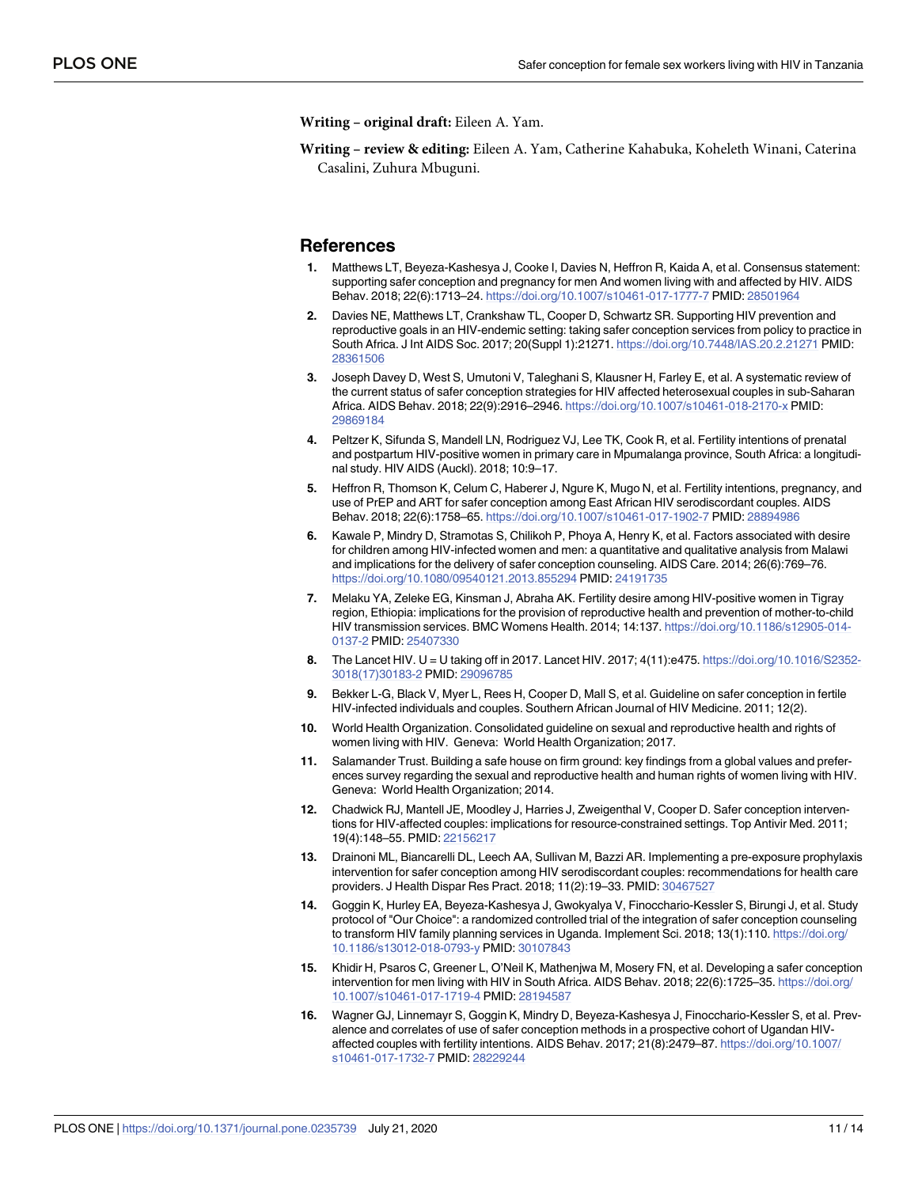**Writing – original draft:** Eileen A. Yam.

**Writing – review & editing:** Eileen A. Yam, Catherine Kahabuka, Koheleth Winani, Caterina Casalini, Zuhura Mbuguni.

## References

1. Matthews LT, Beyeza-Kashesya J, Cooke I, Davies N, Heffron R, Kaida A, et al. Consensus statement: supporting safer conception and pregnancy for men And women living with and affected by HIV. AIDS Behav. 2018; 22(6):1713–24. https://doi.org/10.1007/s10461-017-1777-7 PMID: 28501964
2. Davies NE, Matthews LT, Crankshaw TL, Cooper D, Schwartz SR. Supporting HIV prevention and reproductive goals in an HIV-endemic setting: taking safer conception services from policy to practice in South Africa. J Int AIDS Soc. 2017; 20(Suppl 1):21271. https://doi.org/10.7448/IAS.20.2.21271 PMID: 28361506
3. Joseph Davey D, West S, Umutoni V, Taleghani S, Klausner H, Farley E, et al. A systematic review of the current status of safer conception strategies for HIV affected heterosexual couples in sub-Saharan Africa. AIDS Behav. 2018; 22(9):2916–2946. https://doi.org/10.1007/s10461-018-2170-x PMID: 29869184
4. Peltzer K, Sifunda S, Mandell LN, Rodriguez VJ, Lee TK, Cook R, et al. Fertility intentions of prenatal and postpartum HIV-positive women in primary care in Mpumalanga province, South Africa: a longitudinal study. HIV AIDS (Auckl). 2018; 10:9–17.
5. Heffron R, Thomson K, Celum C, Haberer J, Ngure K, Mugo N, et al. Fertility intentions, pregnancy, and use of PrEP and ART for safer conception among East African HIV serodiscordant couples. AIDS Behav. 2018; 22(6):1758–65. https://doi.org/10.1007/s10461-017-1902-7 PMID: 28894986
6. Kawale P, Mindry D, Stramotas S, Chilikoh P, Phoya A, Henry K, et al. Factors associated with desire for children among HIV-infected women and men: a quantitative and qualitative analysis from Malawi and implications for the delivery of safer conception counseling. AIDS Care. 2014; 26(6):769–76. https://doi.org/10.1080/09540121.2013.855294 PMID: 24191735
7. Melaku YA, Zeleke EG, Kinsman J, Abraha AK. Fertility desire among HIV-positive women in Tigray region, Ethiopia: implications for the provision of reproductive health and prevention of mother-to-child HIV transmission services. BMC Womens Health. 2014; 14:137. https://doi.org/10.1186/s12905-014-0137-2 PMID: 25407330
8. The Lancet HIV. U = U taking off in 2017. Lancet HIV. 2017; 4(11):e475. https://doi.org/10.1016/S2352-3018(17)30183-2 PMID: 29096785
9. Bekker L-G, Black V, Myer L, Rees H, Cooper D, Mall S, et al. Guideline on safer conception in fertile HIV-infected individuals and couples. Southern African Journal of HIV Medicine. 2011; 12(2).
10. World Health Organization. Consolidated guideline on sexual and reproductive health and rights of women living with HIV. Geneva: World Health Organization; 2017.
11. Salamander Trust. Building a safe house on firm ground: key findings from a global values and preferences survey regarding the sexual and reproductive health and human rights of women living with HIV. Geneva: World Health Organization; 2014.
12. Chadwick RJ, Mantell JE, Moodley J, Harries J, Zweigenthal V, Cooper D. Safer conception interventions for HIV-affected couples: implications for resource-constrained settings. Top Antivir Med. 2011; 19(4):148–55. PMID: 22156217
13. Drainoni ML, Biancarelli DL, Leech AA, Sullivan M, Bazzi AR. Implementing a pre-exposure prophylaxis intervention for safer conception among HIV serodiscordant couples: recommendations for health care providers. J Health Dispar Res Pract. 2018; 11(2):19–33. PMID: 30467527
14. Goggin K, Hurley EA, Beyeza-Kashesya J, Gwokyalya V, Finocchario-Kessler S, Birungi J, et al. Study protocol of "Our Choice": a randomized controlled trial of the integration of safer conception counseling to transform HIV family planning services in Uganda. Implement Sci. 2018; 13(1):110. https://doi.org/10.1186/s13012-018-0793-y PMID: 30107843
15. Khidir H, Psaros C, Greener L, O'Neil K, Mathenjwa M, Mosery FN, et al. Developing a safer conception intervention for men living with HIV in South Africa. AIDS Behav. 2018; 22(6):1725–35. https://doi.org/10.1007/s10461-017-1719-4 PMID: 28194587
16. Wagner GJ, Linnemayr S, Goggin K, Mindry D, Beyeza-Kashesya J, Finocchario-Kessler S, et al. Prevalence and correlates of use of safer conception methods in a prospective cohort of Ugandan HIV-affected couples with fertility intentions. AIDS Behav. 2017; 21(8):2479–87. https://doi.org/10.1007/s10461-017-1732-7 PMID: 28229244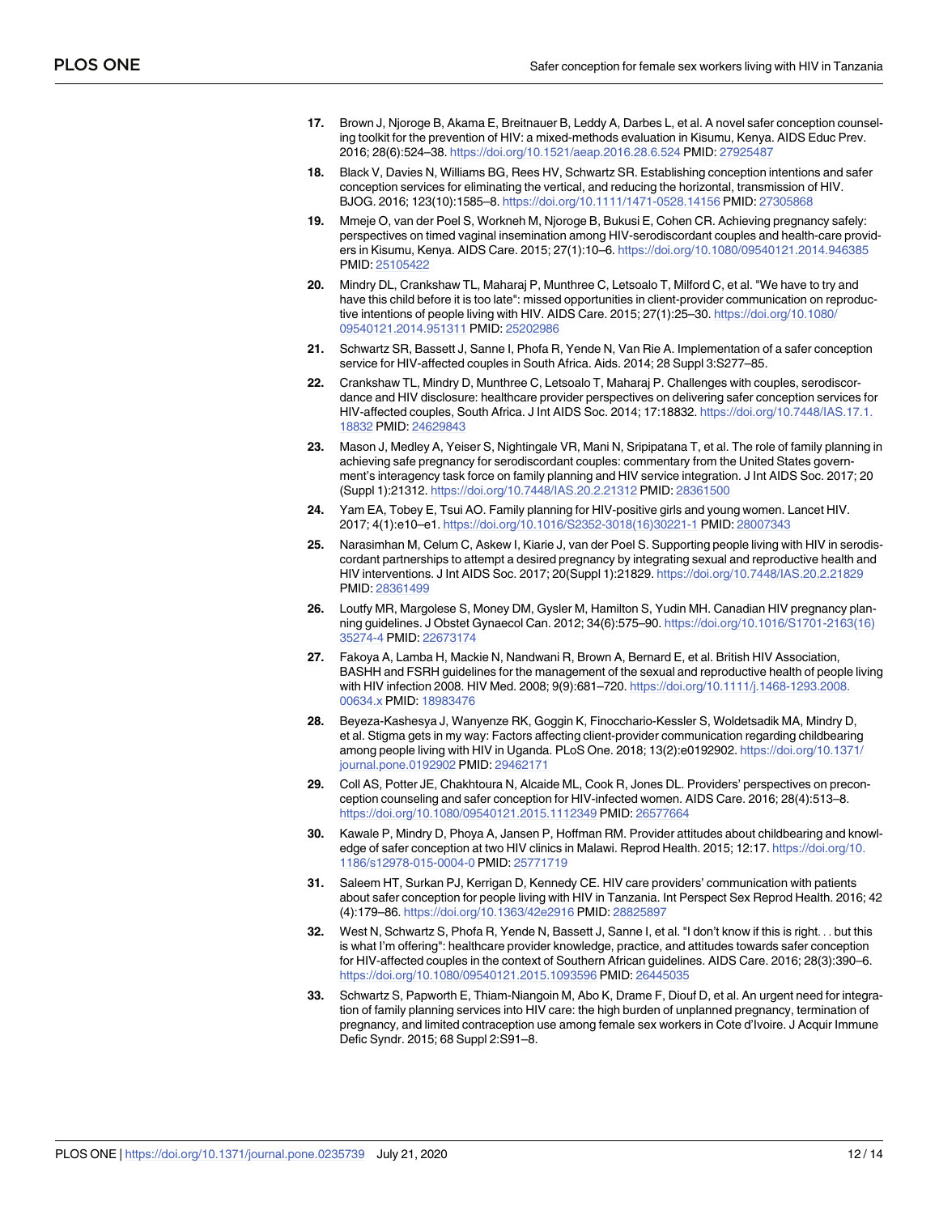17. Brown J, Njoroge B, Akama E, Breitnauer B, Leddy A, Darbes L, et al. A novel safer conception counseling toolkit for the prevention of HIV: a mixed-methods evaluation in Kisumu, Kenya. AIDS Educ Prev. 2016; 28(6):524–38. https://doi.org/10.1521/aeap.2016.28.6.524 PMID: 27925487

18. Black V, Davies N, Williams BG, Rees HV, Schwartz SR. Establishing conception intentions and safer conception services for eliminating the vertical, and reducing the horizontal, transmission of HIV. BJOG. 2016; 123(10):1585–8. https://doi.org/10.1111/1471-0528.14156 PMID: 27305868

19. Mmeje O, van der Poel S, Workneh M, Njoroge B, Bukusi E, Cohen CR. Achieving pregnancy safely: perspectives on timed vaginal insemination among HIV-serodiscordant couples and health-care providers in Kisumu, Kenya. AIDS Care. 2015; 27(1):10–6. https://doi.org/10.1080/09540121.2014.946385 PMID: 25105422

20. Mindry DL, Crankshaw TL, Maharaj P, Munthree C, Letsoalo T, Milford C, et al. "We have to try and have this child before it is too late": missed opportunities in client-provider communication on reproductive intentions of people living with HIV. AIDS Care. 2015; 27(1):25–30. https://doi.org/10.1080/09540121.2014.951311 PMID: 25202986

21. Schwartz SR, Bassett J, Sanne I, Phofa R, Yende N, Van Rie A. Implementation of a safer conception service for HIV-affected couples in South Africa. Aids. 2014; 28 Suppl 3:S277–85.

22. Crankshaw TL, Mindry D, Munthree C, Letsoalo T, Maharaj P. Challenges with couples, serodiscordance and HIV disclosure: healthcare provider perspectives on delivering safer conception services for HIV-affected couples, South Africa. J Int AIDS Soc. 2014; 17:18832. https://doi.org/10.7448/IAS.17.1.18832 PMID: 24629843

23. Mason J, Medley A, Yeiser S, Nightingale VR, Mani N, Sripipatana T, et al. The role of family planning in achieving safe pregnancy for serodiscordant couples: commentary from the United States government's interagency task force on family planning and HIV service integration. J Int AIDS Soc. 2017; 20 (Suppl 1):21312. https://doi.org/10.7448/IAS.20.2.21312 PMID: 28361500

24. Yam EA, Tobey E, Tsui AO. Family planning for HIV-positive girls and young women. Lancet HIV. 2017; 4(1):e10–e1. https://doi.org/10.1016/S2352-3018(16)30221-1 PMID: 28007343

25. Narasimhan M, Celum C, Askew I, Kiarie J, van der Poel S. Supporting people living with HIV in serodiscordant partnerships to attempt a desired pregnancy by integrating sexual and reproductive health and HIV interventions. J Int AIDS Soc. 2017; 20(Suppl 1):21829. https://doi.org/10.7448/IAS.20.2.21829 PMID: 28361499

26. Loutfy MR, Margolese S, Money DM, Gysler M, Hamilton S, Yudin MH. Canadian HIV pregnancy planning guidelines. J Obstet Gynaecol Can. 2012; 34(6):575–90. https://doi.org/10.1016/S1701-2163(16)35274-4 PMID: 22673174

27. Fakoya A, Lamba H, Mackie N, Nandwani R, Brown A, Bernard E, et al. British HIV Association, BASHH and FSRH guidelines for the management of the sexual and reproductive health of people living with HIV infection 2008. HIV Med. 2008; 9(9):681–720. https://doi.org/10.1111/j.1468-1293.2008.00634.x PMID: 18983476

28. Beyeza-Kashesya J, Wanyenze RK, Goggin K, Finocchario-Kessler S, Woldetsadik MA, Mindry D, et al. Stigma gets in my way: Factors affecting client-provider communication regarding childbearing among people living with HIV in Uganda. PLoS One. 2018; 13(2):e0192902. https://doi.org/10.1371/journal.pone.0192902 PMID: 29462171

29. Coll AS, Potter JE, Chakhtoura N, Alcaide ML, Cook R, Jones DL. Providers' perspectives on preconception counseling and safer conception for HIV-infected women. AIDS Care. 2016; 28(4):513–8. https://doi.org/10.1080/09540121.2015.1112349 PMID: 26577664

30. Kawale P, Mindry D, Phoya A, Jansen P, Hoffman RM. Provider attitudes about childbearing and knowledge of safer conception at two HIV clinics in Malawi. Reprod Health. 2015; 12:17. https://doi.org/10.1186/s12978-015-0004-0 PMID: 25771719

31. Saleem HT, Surkan PJ, Kerrigan D, Kennedy CE. HIV care providers' communication with patients about safer conception for people living with HIV in Tanzania. Int Perspect Sex Reprod Health. 2016; 42 (4):179–86. https://doi.org/10.1363/42e2916 PMID: 28825897

32. West N, Schwartz S, Phofa R, Yende N, Bassett J, Sanne I, et al. "I don't know if this is right. . . but this is what I'm offering": healthcare provider knowledge, practice, and attitudes towards safer conception for HIV-affected couples in the context of Southern African guidelines. AIDS Care. 2016; 28(3):390–6. https://doi.org/10.1080/09540121.2015.1093596 PMID: 26445035

33. Schwartz S, Papworth E, Thiam-Niangoin M, Abo K, Drame F, Diouf D, et al. An urgent need for integration of family planning services into HIV care: the high burden of unplanned pregnancy, termination of pregnancy, and limited contraception use among female sex workers in Cote d'Ivoire. J Acquir Immune Defic Syndr. 2015; 68 Suppl 2:S91–8.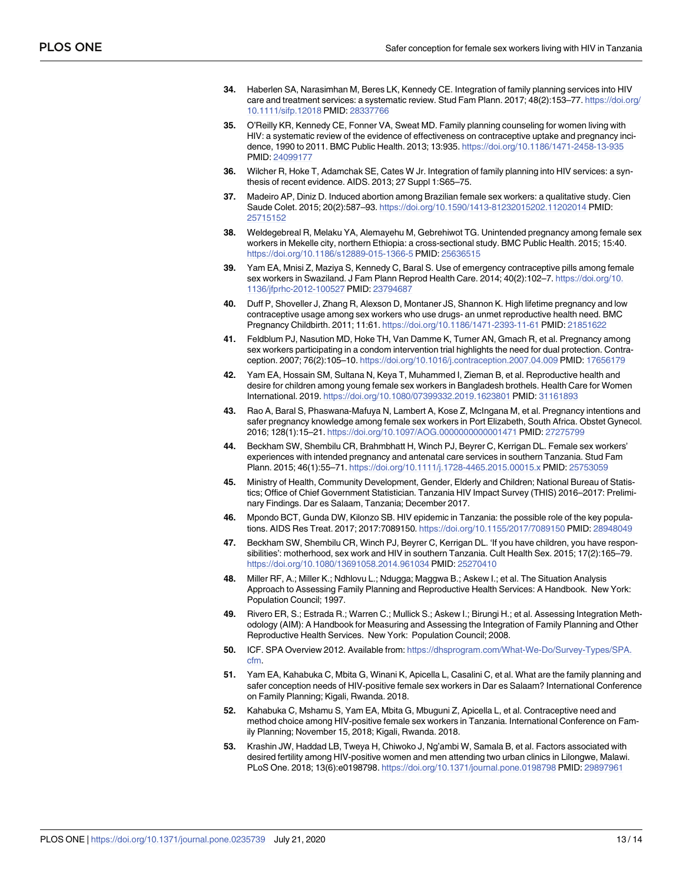34. Haberlen SA, Narasimhan M, Beres LK, Kennedy CE. Integration of family planning services into HIV care and treatment services: a systematic review. Stud Fam Plann. 2017; 48(2):153–77. https://doi.org/10.1111/sifp.12018 PMID: 28337766

35. O'Reilly KR, Kennedy CE, Fonner VA, Sweat MD. Family planning counseling for women living with HIV: a systematic review of the evidence of effectiveness on contraceptive uptake and pregnancy incidence, 1990 to 2011. BMC Public Health. 2013; 13:935. https://doi.org/10.1186/1471-2458-13-935 PMID: 24099177

36. Wilcher R, Hoke T, Adamchak SE, Cates W Jr. Integration of family planning into HIV services: a synthesis of recent evidence. AIDS. 2013; 27 Suppl 1:S65–75.

37. Madeiro AP, Diniz D. Induced abortion among Brazilian female sex workers: a qualitative study. Cien Saude Colet. 2015; 20(2):587–93. https://doi.org/10.1590/1413-81232015202.11202014 PMID: 25715152

38. Weldegebreal R, Melaku YA, Alemayehu M, Gebrehiwot TG. Unintended pregnancy among female sex workers in Mekelle city, northern Ethiopia: a cross-sectional study. BMC Public Health. 2015; 15:40. https://doi.org/10.1186/s12889-015-1366-5 PMID: 25636515

39. Yam EA, Mnisi Z, Maziya S, Kennedy C, Baral S. Use of emergency contraceptive pills among female sex workers in Swaziland. J Fam Plann Reprod Health Care. 2014; 40(2):102–7. https://doi.org/10.1136/jfprhc-2012-100527 PMID: 23794687

40. Duff P, Shoveller J, Zhang R, Alexson D, Montaner JS, Shannon K. High lifetime pregnancy and low contraceptive usage among sex workers who use drugs- an unmet reproductive health need. BMC Pregnancy Childbirth. 2011; 11:61. https://doi.org/10.1186/1471-2393-11-61 PMID: 21851622

41. Feldblum PJ, Nasution MD, Hoke TH, Van Damme K, Turner AN, Gmach R, et al. Pregnancy among sex workers participating in a condom intervention trial highlights the need for dual protection. Contraception. 2007; 76(2):105–10. https://doi.org/10.1016/j.contraception.2007.04.009 PMID: 17656179

42. Yam EA, Hossain SM, Sultana N, Keya T, Muhammed I, Zieman B, et al. Reproductive health and desire for children among young female sex workers in Bangladesh brothels. Health Care for Women International. 2019. https://doi.org/10.1080/07399332.2019.1623801 PMID: 31161893

43. Rao A, Baral S, Phaswana-Mafuya N, Lambert A, Kose Z, McIngana M, et al. Pregnancy intentions and safer pregnancy knowledge among female sex workers in Port Elizabeth, South Africa. Obstet Gynecol. 2016; 128(1):15–21. https://doi.org/10.1097/AOG.0000000000001471 PMID: 27275799

44. Beckham SW, Shembilu CR, Brahmbhatt H, Winch PJ, Beyrer C, Kerrigan DL. Female sex workers' experiences with intended pregnancy and antenatal care services in southern Tanzania. Stud Fam Plann. 2015; 46(1):55–71. https://doi.org/10.1111/j.1728-4465.2015.00015.x PMID: 25753059

45. Ministry of Health, Community Development, Gender, Elderly and Children; National Bureau of Statistics; Office of Chief Government Statistician. Tanzania HIV Impact Survey (THIS) 2016–2017: Preliminary Findings. Dar es Salaam, Tanzania; December 2017.

46. Mpondo BCT, Gunda DW, Kilonzo SB. HIV epidemic in Tanzania: the possible role of the key populations. AIDS Res Treat. 2017; 2017:7089150. https://doi.org/10.1155/2017/7089150 PMID: 28948049

47. Beckham SW, Shembilu CR, Winch PJ, Beyrer C, Kerrigan DL. 'If you have children, you have responsibilities': motherhood, sex work and HIV in southern Tanzania. Cult Health Sex. 2015; 17(2):165–79. https://doi.org/10.1080/13691058.2014.961034 PMID: 25270410

48. Miller RF, A.; Miller K.; Ndhlovu L.; Ndugga; Maggwa B.; Askew I.; et al. The Situation Analysis Approach to Assessing Family Planning and Reproductive Health Services: A Handbook. New York: Population Council; 1997.

49. Rivero ER, S.; Estrada R.; Warren C.; Mullick S.; Askew I.; Birungi H.; et al. Assessing Integration Methodology (AIM): A Handbook for Measuring and Assessing the Integration of Family Planning and Other Reproductive Health Services. New York: Population Council; 2008.

50. ICF. SPA Overview 2012. Available from: https://dhsprogram.com/What-We-Do/Survey-Types/SPA.cfm.

51. Yam EA, Kahabuka C, Mbita G, Winani K, Apicella L, Casalini C, et al. What are the family planning and safer conception needs of HIV-positive female sex workers in Dar es Salaam? International Conference on Family Planning; Kigali, Rwanda. 2018.

52. Kahabuka C, Mshamu S, Yam EA, Mbita G, Mbuguni Z, Apicella L, et al. Contraceptive need and method choice among HIV-positive female sex workers in Tanzania. International Conference on Family Planning; November 15, 2018; Kigali, Rwanda. 2018.

53. Krashin JW, Haddad LB, Tweya H, Chiwoko J, Ng'ambi W, Samala B, et al. Factors associated with desired fertility among HIV-positive women and men attending two urban clinics in Lilongwe, Malawi. PLoS One. 2018; 13(6):e0198798. https://doi.org/10.1371/journal.pone.0198798 PMID: 29897961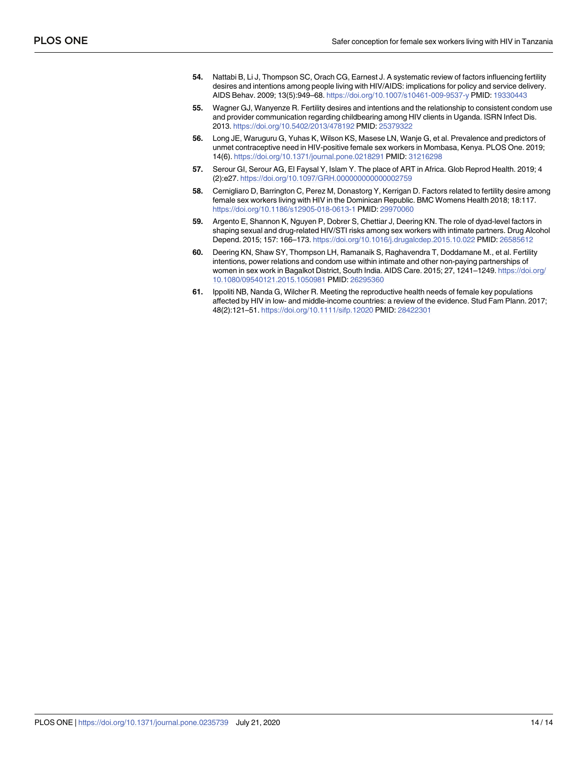54. Nattabi B, Li J, Thompson SC, Orach CG, Earnest J. A systematic review of factors influencing fertility desires and intentions among people living with HIV/AIDS: implications for policy and service delivery. AIDS Behav. 2009; 13(5):949–68. https://doi.org/10.1007/s10461-009-9537-y PMID: 19330443

55. Wagner GJ, Wanyenze R. Fertility desires and intentions and the relationship to consistent condom use and provider communication regarding childbearing among HIV clients in Uganda. ISRN Infect Dis. 2013. https://doi.org/10.5402/2013/478192 PMID: 25379322

56. Long JE, Waruguru G, Yuhas K, Wilson KS, Masese LN, Wanje G, et al. Prevalence and predictors of unmet contraceptive need in HIV-positive female sex workers in Mombasa, Kenya. PLOS One. 2019; 14(6). https://doi.org/10.1371/journal.pone.0218291 PMID: 31216298

57. Serour GI, Serour AG, El Faysal Y, Islam Y. The place of ART in Africa. Glob Reprod Health. 2019; 4 (2):e27. https://doi.org/10.1097/GRH.0000000000000002759

58. Cernigliaro D, Barrington C, Perez M, Donastorg Y, Kerrigan D. Factors related to fertility desire among female sex workers living with HIV in the Dominican Republic. BMC Womens Health 2018; 18:117. https://doi.org/10.1186/s12905-018-0613-1 PMID: 29970060

59. Argento E, Shannon K, Nguyen P, Dobrer S, Chettiar J, Deering KN. The role of dyad-level factors in shaping sexual and drug-related HIV/STI risks among sex workers with intimate partners. Drug Alcohol Depend. 2015; 157: 166–173. https://doi.org/10.1016/j.drugalcdep.2015.10.022 PMID: 26585612

60. Deering KN, Shaw SY, Thompson LH, Ramanaik S, Raghavendra T, Doddamane M., et al. Fertility intentions, power relations and condom use within intimate and other non-paying partnerships of women in sex work in Bagalkot District, South India. AIDS Care. 2015; 27, 1241–1249. https://doi.org/10.1080/09540121.2015.1050981 PMID: 26295360

61. Ippoliti NB, Nanda G, Wilcher R. Meeting the reproductive health needs of female key populations affected by HIV in low- and middle-income countries: a review of the evidence. Stud Fam Plann. 2017; 48(2):121–51. https://doi.org/10.1111/sifp.12020 PMID: 28422301